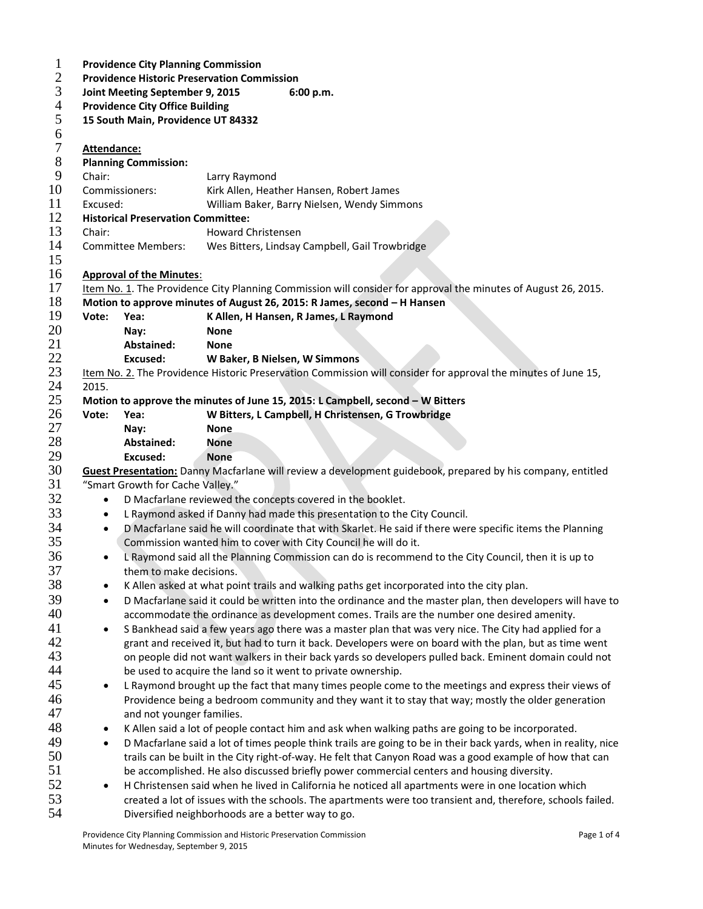**Providence City Planning Commission**
**Providence Historic Preservation Commission**
**Joint Meeting September 9, 2015 6:00 p.m.**
**Providence City Office Building**
**15 South Main, Providence UT 84332**

**Attendance:**

**Planning Commission:**

| | |
|---|---|
| Chair: | Larry Raymond |
| Commissioners: | Kirk Allen, Heather Hansen, Robert James |
| Excused: | William Baker, Barry Nielsen, Wendy Simmons |

**Historical Preservation Committee:**

| | |
|---|---|
| Chair: | Howard Christensen |
| Committee Members: | Wes Bitters, Lindsay Campbell, Gail Trowbridge |

**Approval of the Minutes**:

Item No. 1. The Providence City Planning Commission will consider for approval the minutes of August 26, 2015.

**Motion to approve minutes of August 26, 2015: R James, second – H Hansen**

| | | |
|---|---|---|
| **Vote:** | **Yea:** | **K Allen, H Hansen, R James, L Raymond** |
| | **Nay:** | **None** |
| | **Abstained:** | **None** |
| | **Excused:** | **W Baker, B Nielsen, W Simmons** |

Item No. 2. The Providence Historic Preservation Commission will consider for approval the minutes of June 15, 2015.

**Motion to approve the minutes of June 15, 2015: L Campbell, second – W Bitters**

| | | |
|---|---|---|
| **Vote:** | **Yea:** | **W Bitters, L Campbell, H Christensen, G Trowbridge** |
| | **Nay:** | **None** |
| | **Abstained:** | **None** |
| | **Excused:** | **None** |

**Guest Presentation:** Danny Macfarlane will review a development guidebook, prepared by his company, entitled "Smart Growth for Cache Valley."

- D Macfarlane reviewed the concepts covered in the booklet.
- L Raymond asked if Danny had made this presentation to the City Council.
- D Macfarlane said he will coordinate that with Skarlet. He said if there were specific items the Planning Commission wanted him to cover with City Council he will do it.
- L Raymond said all the Planning Commission can do is recommend to the City Council, then it is up to them to make decisions.
- K Allen asked at what point trails and walking paths get incorporated into the city plan.
- D Macfarlane said it could be written into the ordinance and the master plan, then developers will have to accommodate the ordinance as development comes. Trails are the number one desired amenity.
- S Bankhead said a few years ago there was a master plan that was very nice. The City had applied for a grant and received it, but had to turn it back. Developers were on board with the plan, but as time went on people did not want walkers in their back yards so developers pulled back. Eminent domain could not be used to acquire the land so it went to private ownership.
- L Raymond brought up the fact that many times people come to the meetings and express their views of Providence being a bedroom community and they want it to stay that way; mostly the older generation and not younger families.
- K Allen said a lot of people contact him and ask when walking paths are going to be incorporated.
- D Macfarlane said a lot of times people think trails are going to be in their back yards, when in reality, nice trails can be built in the City right-of-way. He felt that Canyon Road was a good example of how that can be accomplished. He also discussed briefly power commercial centers and housing diversity.
- H Christensen said when he lived in California he noticed all apartments were in one location which created a lot of issues with the schools. The apartments were too transient and, therefore, schools failed. Diversified neighborhoods are a better way to go.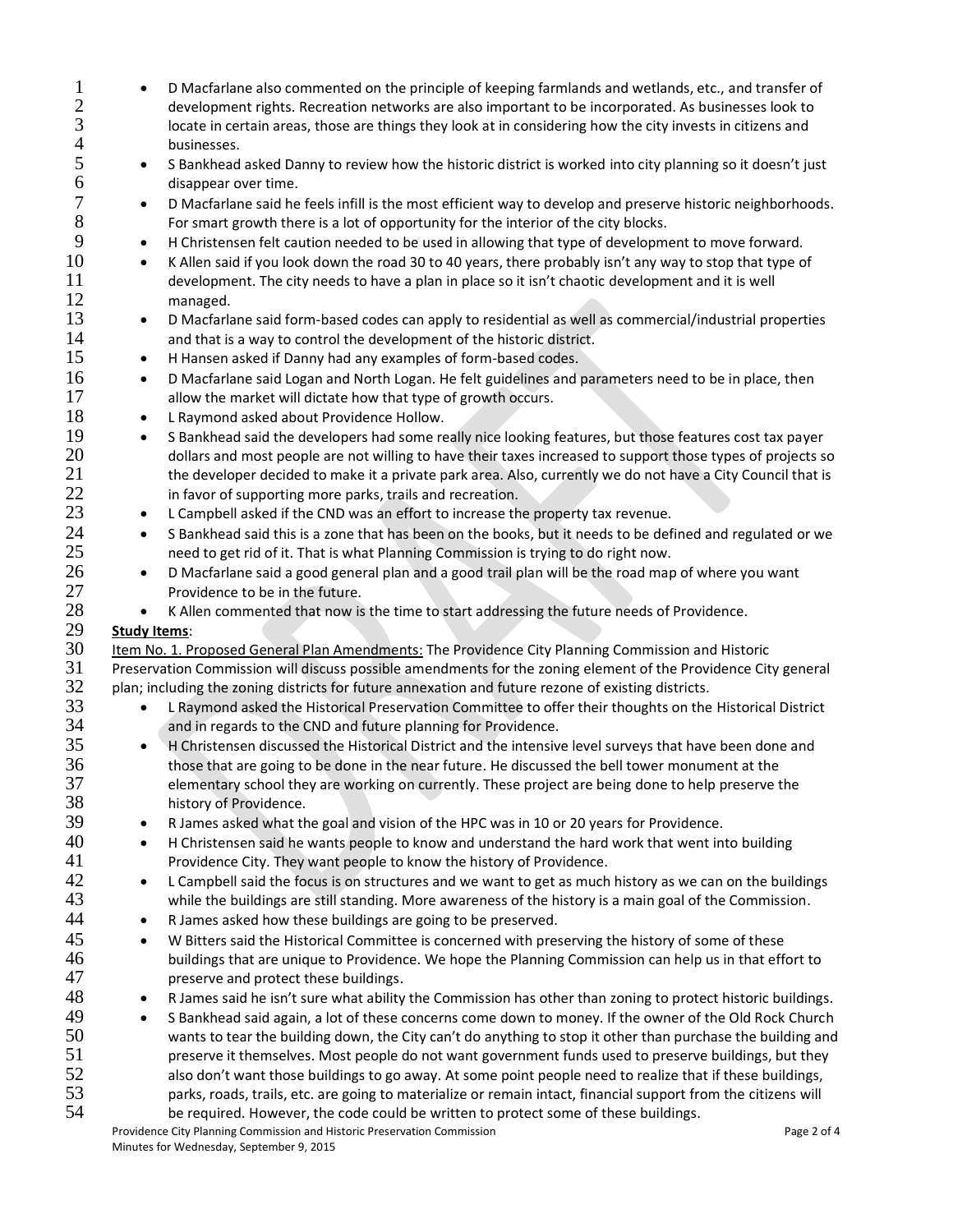- D Macfarlane also commented on the principle of keeping farmlands and wetlands, etc., and transfer of development rights. Recreation networks are also important to be incorporated. As businesses look to locate in certain areas, those are things they look at in considering how the city invests in citizens and businesses.
- S Bankhead asked Danny to review how the historic district is worked into city planning so it doesn't just disappear over time.
- D Macfarlane said he feels infill is the most efficient way to develop and preserve historic neighborhoods. For smart growth there is a lot of opportunity for the interior of the city blocks.
- H Christensen felt caution needed to be used in allowing that type of development to move forward.
- K Allen said if you look down the road 30 to 40 years, there probably isn't any way to stop that type of development. The city needs to have a plan in place so it isn't chaotic development and it is well managed.
- D Macfarlane said form-based codes can apply to residential as well as commercial/industrial properties and that is a way to control the development of the historic district.
- H Hansen asked if Danny had any examples of form-based codes.
- D Macfarlane said Logan and North Logan. He felt guidelines and parameters need to be in place, then allow the market will dictate how that type of growth occurs.
- L Raymond asked about Providence Hollow.
- S Bankhead said the developers had some really nice looking features, but those features cost tax payer dollars and most people are not willing to have their taxes increased to support those types of projects so the developer decided to make it a private park area. Also, currently we do not have a City Council that is in favor of supporting more parks, trails and recreation.
- L Campbell asked if the CND was an effort to increase the property tax revenue.
- S Bankhead said this is a zone that has been on the books, but it needs to be defined and regulated or we need to get rid of it. That is what Planning Commission is trying to do right now.
- D Macfarlane said a good general plan and a good trail plan will be the road map of where you want Providence to be in the future.
- K Allen commented that now is the time to start addressing the future needs of Providence.

**Study Items**:

Item No. 1. Proposed General Plan Amendments: The Providence City Planning Commission and Historic Preservation Commission will discuss possible amendments for the zoning element of the Providence City general plan; including the zoning districts for future annexation and future rezone of existing districts.

- L Raymond asked the Historical Preservation Committee to offer their thoughts on the Historical District and in regards to the CND and future planning for Providence.
- H Christensen discussed the Historical District and the intensive level surveys that have been done and those that are going to be done in the near future. He discussed the bell tower monument at the elementary school they are working on currently. These project are being done to help preserve the history of Providence.
- R James asked what the goal and vision of the HPC was in 10 or 20 years for Providence.
- H Christensen said he wants people to know and understand the hard work that went into building Providence City. They want people to know the history of Providence.
- L Campbell said the focus is on structures and we want to get as much history as we can on the buildings while the buildings are still standing. More awareness of the history is a main goal of the Commission.
- R James asked how these buildings are going to be preserved.
- W Bitters said the Historical Committee is concerned with preserving the history of some of these buildings that are unique to Providence. We hope the Planning Commission can help us in that effort to preserve and protect these buildings.
- R James said he isn't sure what ability the Commission has other than zoning to protect historic buildings.
- S Bankhead said again, a lot of these concerns come down to money. If the owner of the Old Rock Church wants to tear the building down, the City can't do anything to stop it other than purchase the building and preserve it themselves. Most people do not want government funds used to preserve buildings, but they also don't want those buildings to go away. At some point people need to realize that if these buildings, parks, roads, trails, etc. are going to materialize or remain intact, financial support from the citizens will be required. However, the code could be written to protect some of these buildings.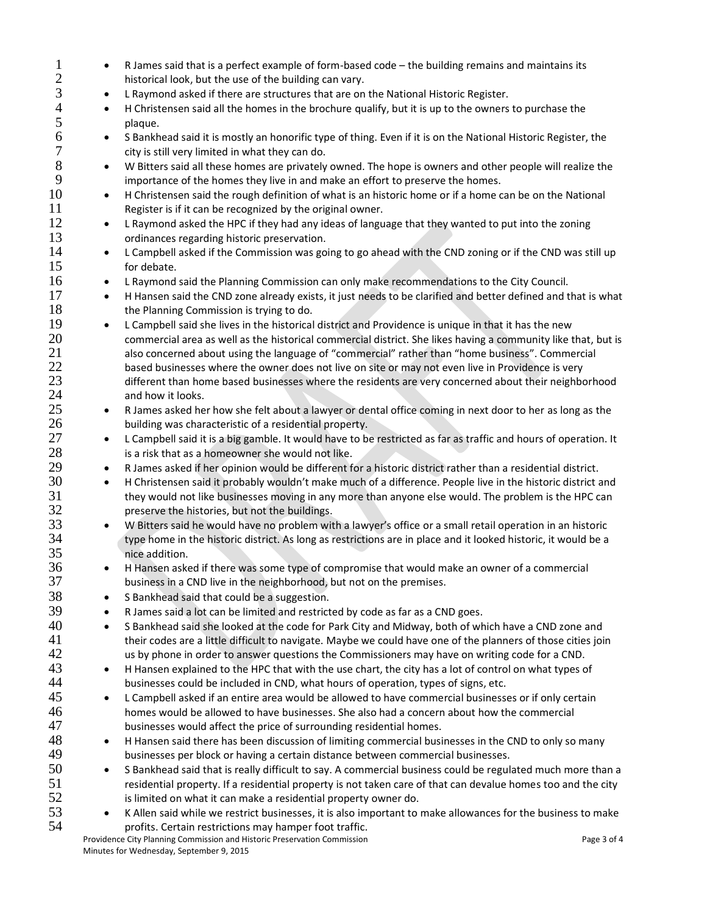- R James said that is a perfect example of form-based code – the building remains and maintains its historical look, but the use of the building can vary.
- L Raymond asked if there are structures that are on the National Historic Register.
- H Christensen said all the homes in the brochure qualify, but it is up to the owners to purchase the plaque.
- S Bankhead said it is mostly an honorific type of thing. Even if it is on the National Historic Register, the city is still very limited in what they can do.
- W Bitters said all these homes are privately owned. The hope is owners and other people will realize the importance of the homes they live in and make an effort to preserve the homes.
- H Christensen said the rough definition of what is an historic home or if a home can be on the National Register is if it can be recognized by the original owner.
- L Raymond asked the HPC if they had any ideas of language that they wanted to put into the zoning ordinances regarding historic preservation.
- L Campbell asked if the Commission was going to go ahead with the CND zoning or if the CND was still up for debate.
- L Raymond said the Planning Commission can only make recommendations to the City Council.
- H Hansen said the CND zone already exists, it just needs to be clarified and better defined and that is what the Planning Commission is trying to do.
- L Campbell said she lives in the historical district and Providence is unique in that it has the new commercial area as well as the historical commercial district. She likes having a community like that, but is also concerned about using the language of "commercial" rather than "home business". Commercial based businesses where the owner does not live on site or may not even live in Providence is very different than home based businesses where the residents are very concerned about their neighborhood and how it looks.
- R James asked her how she felt about a lawyer or dental office coming in next door to her as long as the building was characteristic of a residential property.
- L Campbell said it is a big gamble. It would have to be restricted as far as traffic and hours of operation. It is a risk that as a homeowner she would not like.
- R James asked if her opinion would be different for a historic district rather than a residential district.
- H Christensen said it probably wouldn't make much of a difference. People live in the historic district and they would not like businesses moving in any more than anyone else would. The problem is the HPC can preserve the histories, but not the buildings.
- W Bitters said he would have no problem with a lawyer's office or a small retail operation in an historic type home in the historic district. As long as restrictions are in place and it looked historic, it would be a nice addition.
- H Hansen asked if there was some type of compromise that would make an owner of a commercial business in a CND live in the neighborhood, but not on the premises.
- S Bankhead said that could be a suggestion.
- R James said a lot can be limited and restricted by code as far as a CND goes.
- S Bankhead said she looked at the code for Park City and Midway, both of which have a CND zone and their codes are a little difficult to navigate. Maybe we could have one of the planners of those cities join us by phone in order to answer questions the Commissioners may have on writing code for a CND.
- H Hansen explained to the HPC that with the use chart, the city has a lot of control on what types of businesses could be included in CND, what hours of operation, types of signs, etc.
- L Campbell asked if an entire area would be allowed to have commercial businesses or if only certain homes would be allowed to have businesses. She also had a concern about how the commercial businesses would affect the price of surrounding residential homes.
- H Hansen said there has been discussion of limiting commercial businesses in the CND to only so many businesses per block or having a certain distance between commercial businesses.
- S Bankhead said that is really difficult to say. A commercial business could be regulated much more than a residential property. If a residential property is not taken care of that can devalue homes too and the city is limited on what it can make a residential property owner do.
- K Allen said while we restrict businesses, it is also important to make allowances for the business to make profits. Certain restrictions may hamper foot traffic.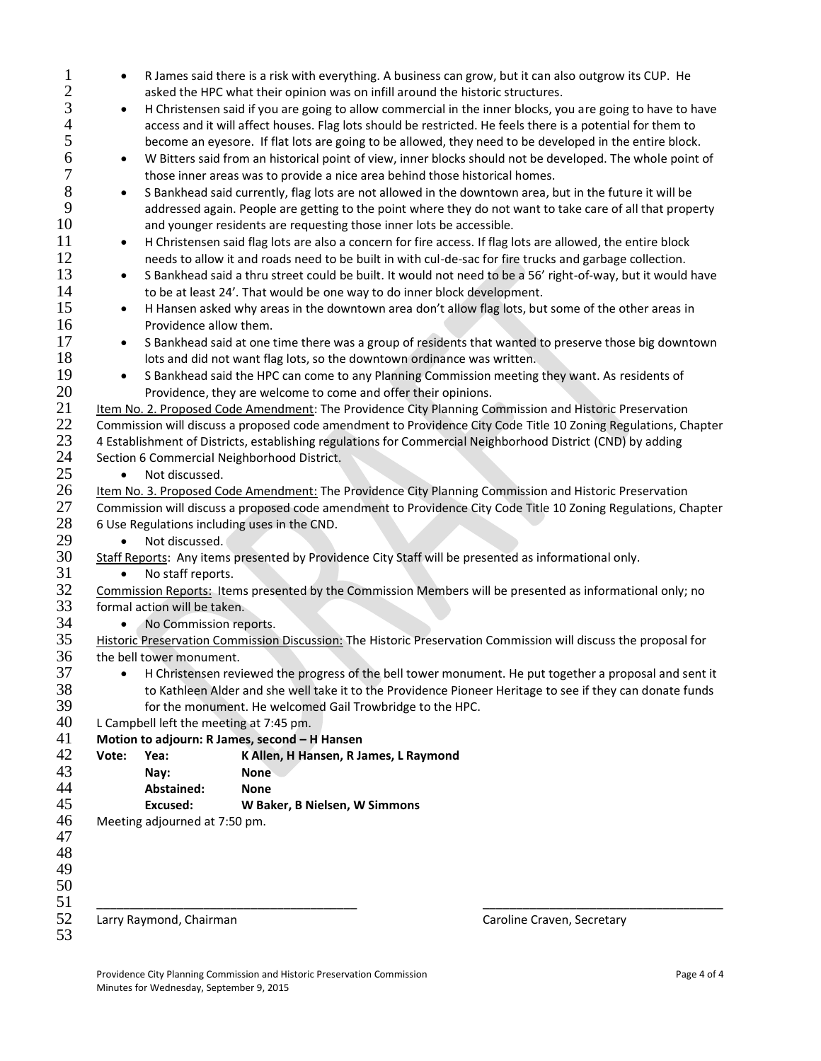- R James said there is a risk with everything. A business can grow, but it can also outgrow its CUP. He asked the HPC what their opinion was on infill around the historic structures.
- H Christensen said if you are going to allow commercial in the inner blocks, you are going to have to have access and it will affect houses. Flag lots should be restricted. He feels there is a potential for them to become an eyesore. If flat lots are going to be allowed, they need to be developed in the entire block.
- W Bitters said from an historical point of view, inner blocks should not be developed. The whole point of those inner areas was to provide a nice area behind those historical homes.
- S Bankhead said currently, flag lots are not allowed in the downtown area, but in the future it will be addressed again. People are getting to the point where they do not want to take care of all that property and younger residents are requesting those inner lots be accessible.
- H Christensen said flag lots are also a concern for fire access. If flag lots are allowed, the entire block needs to allow it and roads need to be built in with cul-de-sac for fire trucks and garbage collection.
- S Bankhead said a thru street could be built. It would not need to be a 56' right-of-way, but it would have to be at least 24'. That would be one way to do inner block development.
- H Hansen asked why areas in the downtown area don't allow flag lots, but some of the other areas in Providence allow them.
- S Bankhead said at one time there was a group of residents that wanted to preserve those big downtown lots and did not want flag lots, so the downtown ordinance was written.
- S Bankhead said the HPC can come to any Planning Commission meeting they want. As residents of Providence, they are welcome to come and offer their opinions.

Item No. 2. Proposed Code Amendment: The Providence City Planning Commission and Historic Preservation Commission will discuss a proposed code amendment to Providence City Code Title 10 Zoning Regulations, Chapter 4 Establishment of Districts, establishing regulations for Commercial Neighborhood District (CND) by adding Section 6 Commercial Neighborhood District.

- Not discussed.

Item No. 3. Proposed Code Amendment: The Providence City Planning Commission and Historic Preservation Commission will discuss a proposed code amendment to Providence City Code Title 10 Zoning Regulations, Chapter 6 Use Regulations including uses in the CND.

- Not discussed.

Staff Reports: Any items presented by Providence City Staff will be presented as informational only.

- No staff reports.

Commission Reports: Items presented by the Commission Members will be presented as informational only; no formal action will be taken.

- No Commission reports.

Historic Preservation Commission Discussion: The Historic Preservation Commission will discuss the proposal for the bell tower monument.

- H Christensen reviewed the progress of the bell tower monument. He put together a proposal and sent it to Kathleen Alder and she well take it to the Providence Pioneer Heritage to see if they can donate funds for the monument. He welcomed Gail Trowbridge to the HPC.

L Campbell left the meeting at 7:45 pm.

**Motion to adjourn: R James, second – H Hansen**

| | | |
|---|---|---|
| **Vote:** | **Yea:** | **K Allen, H Hansen, R James, L Raymond** |
| | **Nay:** | **None** |
| | **Abstained:** | **None** |
| | **Excused:** | **W Baker, B Nielsen, W Simmons** |

Meeting adjourned at 7:50 pm.

\_\_\_\_\_\_\_\_\_\_\_\_\_\_\_\_\_\_\_\_\_\_\_\_\_\_\_\_\_\_\_\_\_\_\_\_\_\_ \_\_\_\_\_\_\_\_\_\_\_\_\_\_\_\_\_\_\_\_\_\_\_\_\_\_\_\_\_\_\_\_\_\_\_\_\_\_

Larry Raymond, Chairman Caroline Craven, Secretary